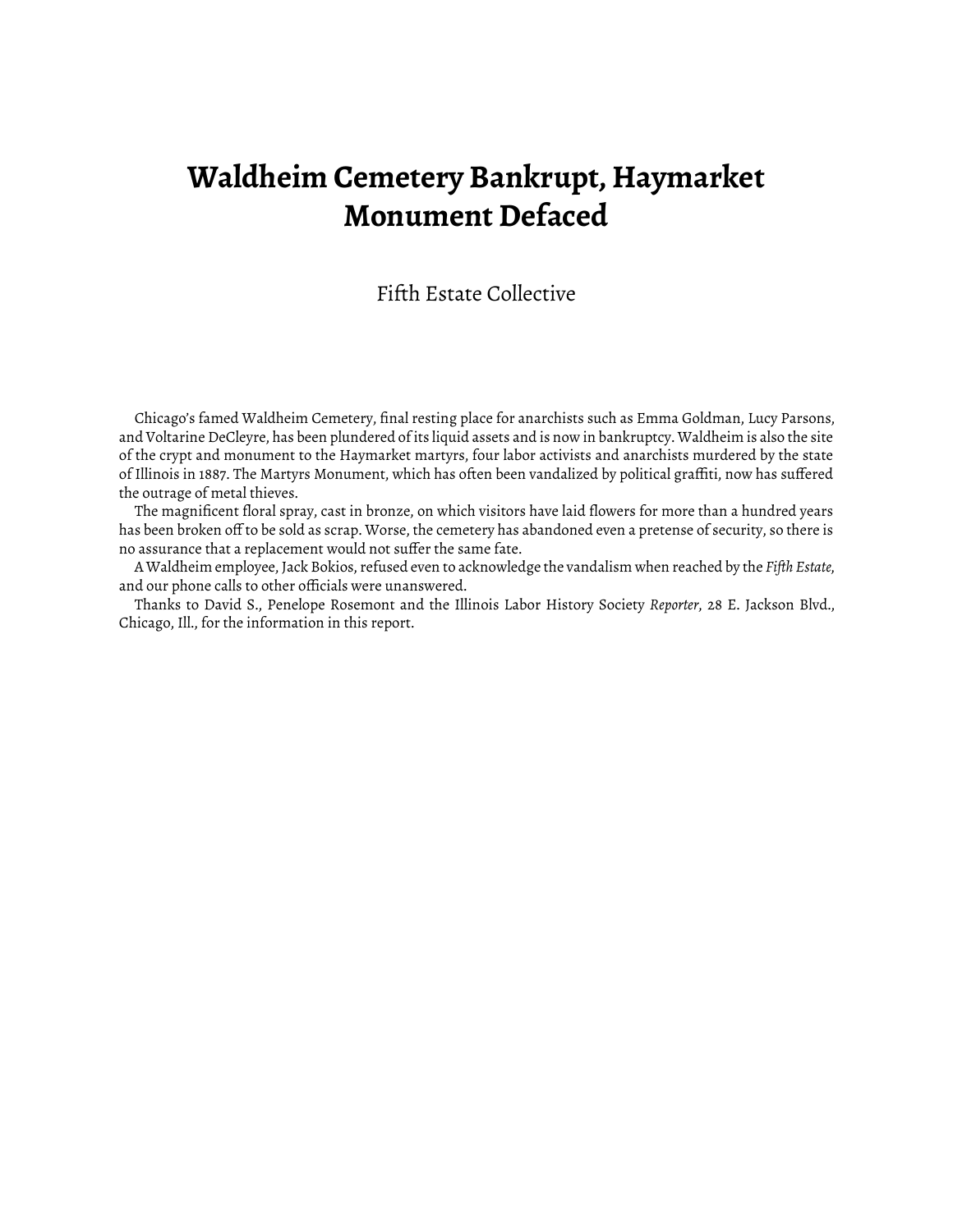# Waldheim Cemetery Bankrupt, Haymarket Monument Defaced

Fifth Estate Collective

Chicago's famed Waldheim Cemetery, final resting place for anarchists such as Emma Goldman, Lucy Parsons, and Voltarine DeCleyre, has been plundered of its liquid assets and is now in bankruptcy. Waldheim is also the site of the crypt and monument to the Haymarket martyrs, four labor activists and anarchists murdered by the state of Illinois in 1887. The Martyrs Monument, which has often been vandalized by political graffiti, now has suffered the outrage of metal thieves.

The magnificent floral spray, cast in bronze, on which visitors have laid flowers for more than a hundred years has been broken off to be sold as scrap. Worse, the cemetery has abandoned even a pretense of security, so there is no assurance that a replacement would not suffer the same fate.

A Waldheim employee, Jack Bokios, refused even to acknowledge the vandalism when reached by the *Fifth Estate*, and our phone calls to other officials were unanswered.

Thanks to David S., Penelope Rosemont and the Illinois Labor History Society *Reporter*, 28 E. Jackson Blvd., Chicago, Ill., for the information in this report.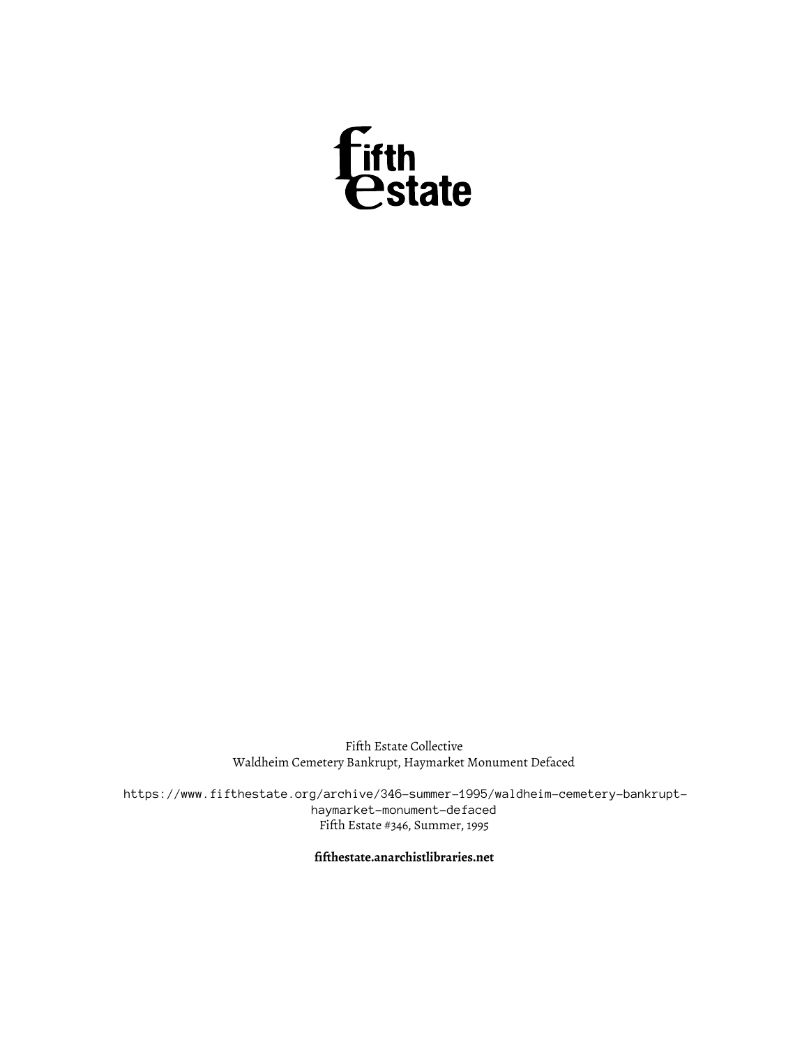Fifth Estate

Fifth Estate Collective
Waldheim Cemetery Bankrupt, Haymarket Monument Defaced

https://www.fifthestate.org/archive/346-summer-1995/waldheim-cemetery-bankrupt-haymarket-monument-defaced
Fifth Estate #346, Summer, 1995

**fifthestate.anarchistlibraries.net**